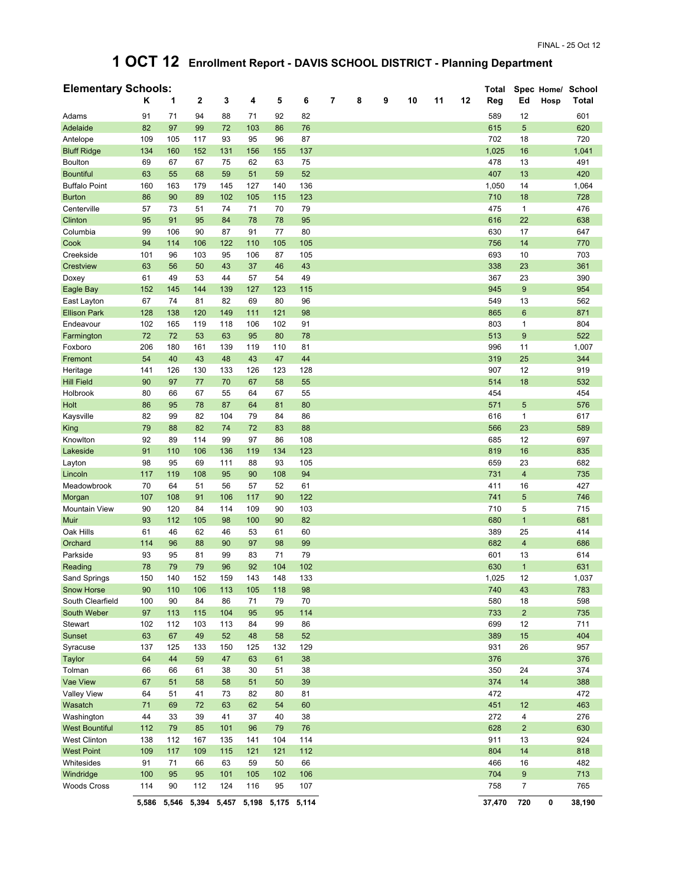FINAL - 25 Oct 12

# 1 OCT 12 Enrollment Report - DAVIS SCHOOL DISTRICT - Planning Department

## Elementary Schools:

| | K | 1 | 2 | 3 | 4 | 5 | 6 | 7 | 8 | 9 | 10 | 11 | 12 | Total Reg | Spec Ed | Home/ Hosp | School Total |
|---|---|---|---|---|---|---|---|---|---|---|---|---|---|---|---|---|---|
| Adams | 91 | 71 | 94 | 88 | 71 | 92 | 82 | | | | | | | 589 | 12 | | 601 |
| Adelaide | 82 | 97 | 99 | 72 | 103 | 86 | 76 | | | | | | | 615 | 5 | | 620 |
| Antelope | 109 | 105 | 117 | 93 | 95 | 96 | 87 | | | | | | | 702 | 18 | | 720 |
| Bluff Ridge | 134 | 160 | 152 | 131 | 156 | 155 | 137 | | | | | | | 1,025 | 16 | | 1,041 |
| Boulton | 69 | 67 | 67 | 75 | 62 | 63 | 75 | | | | | | | 478 | 13 | | 491 |
| Bountiful | 63 | 55 | 68 | 59 | 51 | 59 | 52 | | | | | | | 407 | 13 | | 420 |
| Buffalo Point | 160 | 163 | 179 | 145 | 127 | 140 | 136 | | | | | | | 1,050 | 14 | | 1,064 |
| Burton | 86 | 90 | 89 | 102 | 105 | 115 | 123 | | | | | | | 710 | 18 | | 728 |
| Centerville | 57 | 73 | 51 | 74 | 71 | 70 | 79 | | | | | | | 475 | 1 | | 476 |
| Clinton | 95 | 91 | 95 | 84 | 78 | 78 | 95 | | | | | | | 616 | 22 | | 638 |
| Columbia | 99 | 106 | 90 | 87 | 91 | 77 | 80 | | | | | | | 630 | 17 | | 647 |
| Cook | 94 | 114 | 106 | 122 | 110 | 105 | 105 | | | | | | | 756 | 14 | | 770 |
| Creekside | 101 | 96 | 103 | 95 | 106 | 87 | 105 | | | | | | | 693 | 10 | | 703 |
| Crestview | 63 | 56 | 50 | 43 | 37 | 46 | 43 | | | | | | | 338 | 23 | | 361 |
| Doxey | 61 | 49 | 53 | 44 | 57 | 54 | 49 | | | | | | | 367 | 23 | | 390 |
| Eagle Bay | 152 | 145 | 144 | 139 | 127 | 123 | 115 | | | | | | | 945 | 9 | | 954 |
| East Layton | 67 | 74 | 81 | 82 | 69 | 80 | 96 | | | | | | | 549 | 13 | | 562 |
| Ellison Park | 128 | 138 | 120 | 149 | 111 | 121 | 98 | | | | | | | 865 | 6 | | 871 |
| Endeavour | 102 | 165 | 119 | 118 | 106 | 102 | 91 | | | | | | | 803 | 1 | | 804 |
| Farmington | 72 | 72 | 53 | 63 | 95 | 80 | 78 | | | | | | | 513 | 9 | | 522 |
| Foxboro | 206 | 180 | 161 | 139 | 119 | 110 | 81 | | | | | | | 996 | 11 | | 1,007 |
| Fremont | 54 | 40 | 43 | 48 | 43 | 47 | 44 | | | | | | | 319 | 25 | | 344 |
| Heritage | 141 | 126 | 130 | 133 | 126 | 123 | 128 | | | | | | | 907 | 12 | | 919 |
| Hill Field | 90 | 97 | 77 | 70 | 67 | 58 | 55 | | | | | | | 514 | 18 | | 532 |
| Holbrook | 80 | 66 | 67 | 55 | 64 | 67 | 55 | | | | | | | 454 | | | 454 |
| Holt | 86 | 95 | 78 | 87 | 64 | 81 | 80 | | | | | | | 571 | 5 | | 576 |
| Kaysville | 82 | 99 | 82 | 104 | 79 | 84 | 86 | | | | | | | 616 | 1 | | 617 |
| King | 79 | 88 | 82 | 74 | 72 | 83 | 88 | | | | | | | 566 | 23 | | 589 |
| Knowlton | 92 | 89 | 114 | 99 | 97 | 86 | 108 | | | | | | | 685 | 12 | | 697 |
| Lakeside | 91 | 110 | 106 | 136 | 119 | 134 | 123 | | | | | | | 819 | 16 | | 835 |
| Layton | 98 | 95 | 69 | 111 | 88 | 93 | 105 | | | | | | | 659 | 23 | | 682 |
| Lincoln | 117 | 119 | 108 | 95 | 90 | 108 | 94 | | | | | | | 731 | 4 | | 735 |
| Meadowbrook | 70 | 64 | 51 | 56 | 57 | 52 | 61 | | | | | | | 411 | 16 | | 427 |
| Morgan | 107 | 108 | 91 | 106 | 117 | 90 | 122 | | | | | | | 741 | 5 | | 746 |
| Mountain View | 90 | 120 | 84 | 114 | 109 | 90 | 103 | | | | | | | 710 | 5 | | 715 |
| Muir | 93 | 112 | 105 | 98 | 100 | 90 | 82 | | | | | | | 680 | 1 | | 681 |
| Oak Hills | 61 | 46 | 62 | 46 | 53 | 61 | 60 | | | | | | | 389 | 25 | | 414 |
| Orchard | 114 | 96 | 88 | 90 | 97 | 98 | 99 | | | | | | | 682 | 4 | | 686 |
| Parkside | 93 | 95 | 81 | 99 | 83 | 71 | 79 | | | | | | | 601 | 13 | | 614 |
| Reading | 78 | 79 | 79 | 96 | 92 | 104 | 102 | | | | | | | 630 | 1 | | 631 |
| Sand Springs | 150 | 140 | 152 | 159 | 143 | 148 | 133 | | | | | | | 1,025 | 12 | | 1,037 |
| Snow Horse | 90 | 110 | 106 | 113 | 105 | 118 | 98 | | | | | | | 740 | 43 | | 783 |
| South Clearfield | 100 | 90 | 84 | 86 | 71 | 79 | 70 | | | | | | | 580 | 18 | | 598 |
| South Weber | 97 | 113 | 115 | 104 | 95 | 95 | 114 | | | | | | | 733 | 2 | | 735 |
| Stewart | 102 | 112 | 103 | 113 | 84 | 99 | 86 | | | | | | | 699 | 12 | | 711 |
| Sunset | 63 | 67 | 49 | 52 | 48 | 58 | 52 | | | | | | | 389 | 15 | | 404 |
| Syracuse | 137 | 125 | 133 | 150 | 125 | 132 | 129 | | | | | | | 931 | 26 | | 957 |
| Taylor | 64 | 44 | 59 | 47 | 63 | 61 | 38 | | | | | | | 376 | | | 376 |
| Tolman | 66 | 66 | 61 | 38 | 30 | 51 | 38 | | | | | | | 350 | 24 | | 374 |
| Vae View | 67 | 51 | 58 | 58 | 51 | 50 | 39 | | | | | | | 374 | 14 | | 388 |
| Valley View | 64 | 51 | 41 | 73 | 82 | 80 | 81 | | | | | | | 472 | | | 472 |
| Wasatch | 71 | 69 | 72 | 63 | 62 | 54 | 60 | | | | | | | 451 | 12 | | 463 |
| Washington | 44 | 33 | 39 | 41 | 37 | 40 | 38 | | | | | | | 272 | 4 | | 276 |
| West Bountiful | 112 | 79 | 85 | 101 | 96 | 79 | 76 | | | | | | | 628 | 2 | | 630 |
| West Clinton | 138 | 112 | 167 | 135 | 141 | 104 | 114 | | | | | | | 911 | 13 | | 924 |
| West Point | 109 | 117 | 109 | 115 | 121 | 121 | 112 | | | | | | | 804 | 14 | | 818 |
| Whitesides | 91 | 71 | 66 | 63 | 59 | 50 | 66 | | | | | | | 466 | 16 | | 482 |
| Windridge | 100 | 95 | 95 | 101 | 105 | 102 | 106 | | | | | | | 704 | 9 | | 713 |
| Woods Cross | 114 | 90 | 112 | 124 | 116 | 95 | 107 | | | | | | | 758 | 7 | | 765 |
| | **5,586** | **5,546** | **5,394** | **5,457** | **5,198** | **5,175** | **5,114** | | | | | | | **37,470** | **720** | **0** | **38,190** |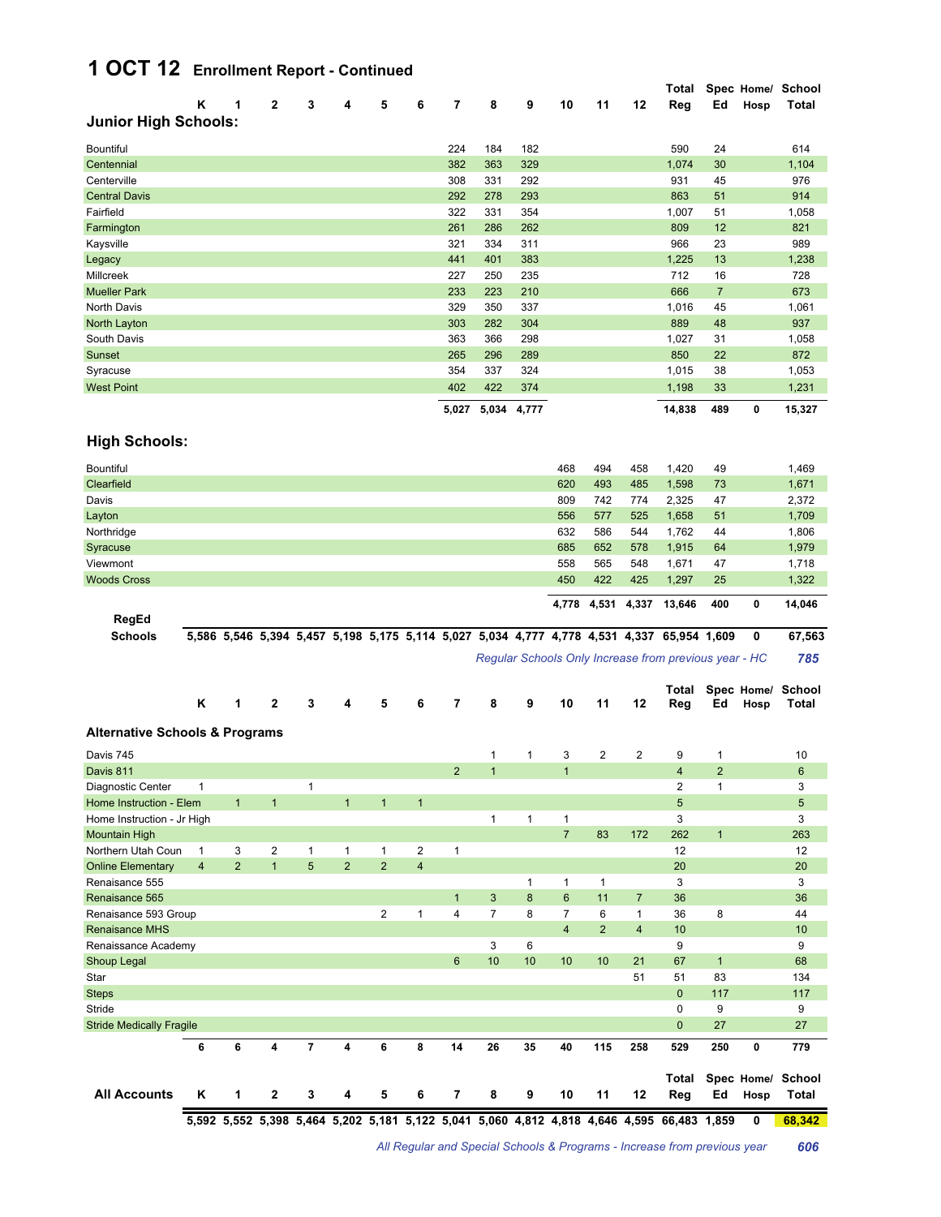# 1 OCT 12 Enrollment Report - Continued

## Junior High Schools:

| | K | 1 | 2 | 3 | 4 | 5 | 6 | 7 | 8 | 9 | 10 | 11 | 12 | Total Reg | Spec Ed | Home/ Hosp | School Total |
|---|---|---|---|---|---|---|---|---|---|---|---|---|---|---|---|---|---|
| Bountiful | | | | | | | | 224 | 184 | 182 | | | | 590 | 24 | | 614 |
| Centennial | | | | | | | | 382 | 363 | 329 | | | | 1,074 | 30 | | 1,104 |
| Centerville | | | | | | | | 308 | 331 | 292 | | | | 931 | 45 | | 976 |
| Central Davis | | | | | | | | 292 | 278 | 293 | | | | 863 | 51 | | 914 |
| Fairfield | | | | | | | | 322 | 331 | 354 | | | | 1,007 | 51 | | 1,058 |
| Farmington | | | | | | | | 261 | 286 | 262 | | | | 809 | 12 | | 821 |
| Kaysville | | | | | | | | 321 | 334 | 311 | | | | 966 | 23 | | 989 |
| Legacy | | | | | | | | 441 | 401 | 383 | | | | 1,225 | 13 | | 1,238 |
| Millcreek | | | | | | | | 227 | 250 | 235 | | | | 712 | 16 | | 728 |
| Mueller Park | | | | | | | | 233 | 223 | 210 | | | | 666 | 7 | | 673 |
| North Davis | | | | | | | | 329 | 350 | 337 | | | | 1,016 | 45 | | 1,061 |
| North Layton | | | | | | | | 303 | 282 | 304 | | | | 889 | 48 | | 937 |
| South Davis | | | | | | | | 363 | 366 | 298 | | | | 1,027 | 31 | | 1,058 |
| Sunset | | | | | | | | 265 | 296 | 289 | | | | 850 | 22 | | 872 |
| Syracuse | | | | | | | | 354 | 337 | 324 | | | | 1,015 | 38 | | 1,053 |
| West Point | | | | | | | | 402 | 422 | 374 | | | | 1,198 | 33 | | 1,231 |
| | | | | | | | | **5,027** | **5,034** | **4,777** | | | | **14,838** | **489** | **0** | **15,327** |

## High Schools:

| | K | 1 | 2 | 3 | 4 | 5 | 6 | 7 | 8 | 9 | 10 | 11 | 12 | Total Reg | Spec Ed | Home/ Hosp | School Total |
|---|---|---|---|---|---|---|---|---|---|---|---|---|---|---|---|---|---|
| Bountiful | | | | | | | | | | | 468 | 494 | 458 | 1,420 | 49 | | 1,469 |
| Clearfield | | | | | | | | | | | 620 | 493 | 485 | 1,598 | 73 | | 1,671 |
| Davis | | | | | | | | | | | 809 | 742 | 774 | 2,325 | 47 | | 2,372 |
| Layton | | | | | | | | | | | 556 | 577 | 525 | 1,658 | 51 | | 1,709 |
| Northridge | | | | | | | | | | | 632 | 586 | 544 | 1,762 | 44 | | 1,806 |
| Syracuse | | | | | | | | | | | 685 | 652 | 578 | 1,915 | 64 | | 1,979 |
| Viewmont | | | | | | | | | | | 558 | 565 | 548 | 1,671 | 47 | | 1,718 |
| Woods Cross | | | | | | | | | | | 450 | 422 | 425 | 1,297 | 25 | | 1,322 |
| | | | | | | | | | | | **4,778** | **4,531** | **4,337** | **13,646** | **400** | **0** | **14,046** |
| **RegEd Schools** | **5,586** | **5,546** | **5,394** | **5,457** | **5,198** | **5,175** | **5,114** | **5,027** | **5,034** | **4,777** | **4,778** | **4,531** | **4,337** | **65,954** | **1,609** | **0** | **67,563** |

*Regular Schools Only Increase from previous year - HC* ***785***

## Alternative Schools & Programs

| | K | 1 | 2 | 3 | 4 | 5 | 6 | 7 | 8 | 9 | 10 | 11 | 12 | Total Reg | Spec Ed | Home/ Hosp | School Total |
|---|---|---|---|---|---|---|---|---|---|---|---|---|---|---|---|---|---|
| Davis 745 | | | | | | | | | 1 | 1 | 3 | 2 | 2 | 9 | 1 | | 10 |
| Davis 811 | | | | | | | | 2 | 1 | | 1 | | | 4 | 2 | | 6 |
| Diagnostic Center | 1 | | | 1 | | | | | | | | | | 2 | 1 | | 3 |
| Home Instruction - Elem | | 1 | 1 | | 1 | 1 | 1 | | | | | | | 5 | | | 5 |
| Home Instruction - Jr High | | | | | | | | | 1 | 1 | 1 | | | 3 | | | 3 |
| Mountain High | | | | | | | | | | | 7 | 83 | 172 | 262 | 1 | | 263 |
| Northern Utah Coun | 1 | 3 | 2 | 1 | 1 | 1 | 2 | 1 | | | | | | 12 | | | 12 |
| Online Elementary | 4 | 2 | 1 | 5 | 2 | 2 | 4 | | | | | | | 20 | | | 20 |
| Renaissance 555 | | | | | | | | | | 1 | 1 | 1 | | 3 | | | 3 |
| Renaissance 565 | | | | | | | | 1 | 3 | 8 | 6 | 11 | 7 | 36 | | | 36 |
| Renaissance 593 Group | | | | | | 2 | 1 | 4 | 7 | 8 | 7 | 6 | 1 | 36 | 8 | | 44 |
| Renaissance MHS | | | | | | | | | | | 4 | 2 | 4 | 10 | | | 10 |
| Renaissance Academy | | | | | | | | | 3 | 6 | | | | 9 | | | 9 |
| Shoup Legal | | | | | | | | 6 | 10 | 10 | 10 | 10 | 21 | 67 | 1 | | 68 |
| Star | | | | | | | | | | | | | 51 | 51 | 83 | | 134 |
| Steps | | | | | | | | | | | | | | 0 | 117 | | 117 |
| Stride | | | | | | | | | | | | | | 0 | 9 | | 9 |
| Stride Medically Fragile | | | | | | | | | | | | | | 0 | 27 | | 27 |
| | **6** | **6** | **4** | **7** | **4** | **6** | **8** | **14** | **26** | **35** | **40** | **115** | **258** | **529** | **250** | **0** | **779** |

| All Accounts | K | 1 | 2 | 3 | 4 | 5 | 6 | 7 | 8 | 9 | 10 | 11 | 12 | Total Reg | Spec Ed | Home/ Hosp | School Total |
|---|---|---|---|---|---|---|---|---|---|---|---|---|---|---|---|---|---|
| | **5,592** | **5,552** | **5,398** | **5,464** | **5,202** | **5,181** | **5,122** | **5,041** | **5,060** | **4,812** | **4,818** | **4,646** | **4,595** | **66,483** | **1,859** | **0** | **68,342** |

*All Regular and Special Schools & Programs - Increase from previous year* ***606***